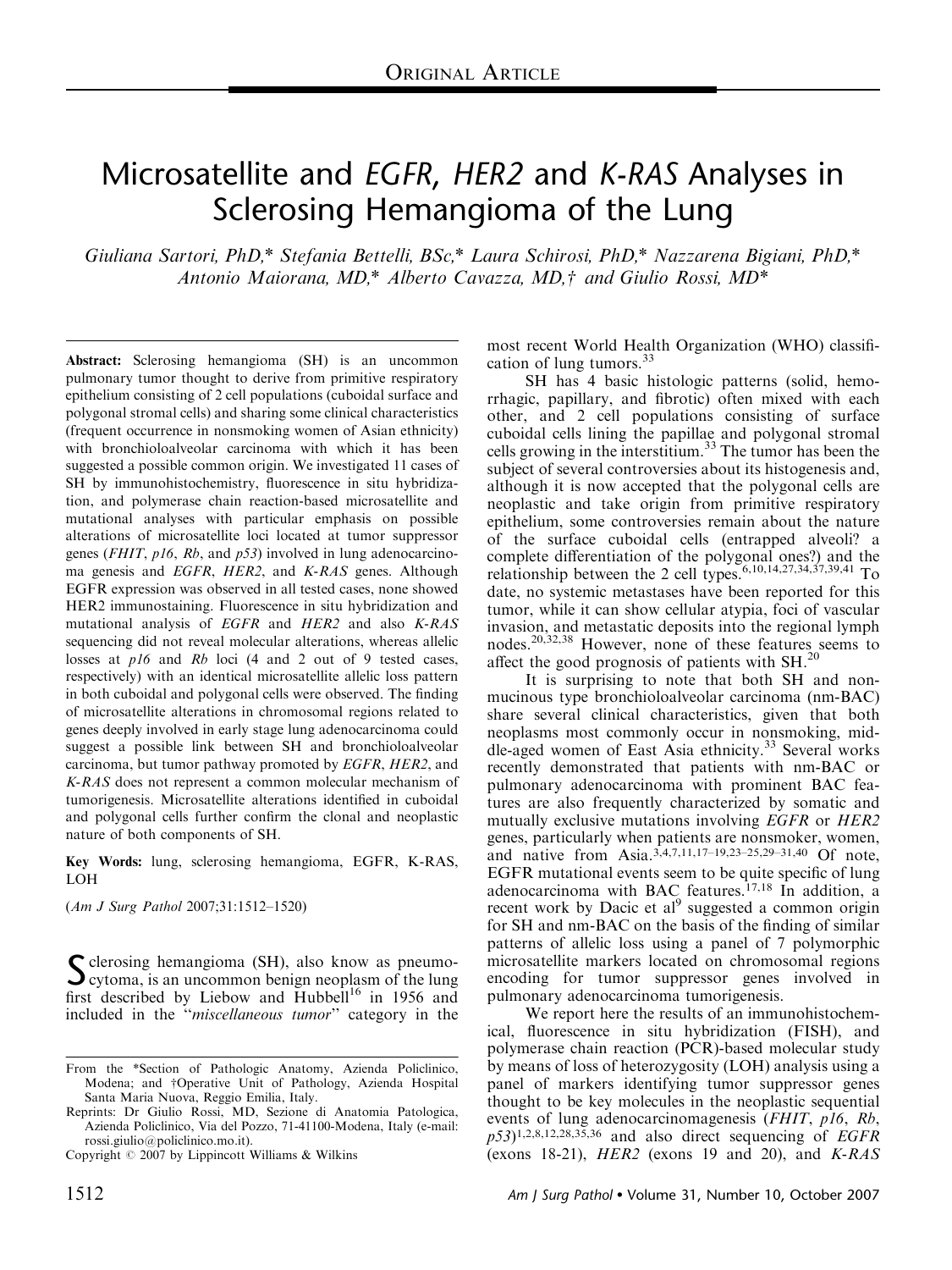ORIGINAL ARTICLE

# Microsatellite and *EGFR*, *HER2* and *K-RAS* Analyses in Sclerosing Hemangioma of the Lung

*Giuliana Sartori, PhD,\* Stefania Bettelli, BSc,\* Laura Schirosi, PhD,\* Nazzarena Bigiani, PhD,\* Antonio Maiorana, MD,\* Alberto Cavazza, MD,† and Giulio Rossi, MD\**

**Abstract:** Sclerosing hemangioma (SH) is an uncommon pulmonary tumor thought to derive from primitive respiratory epithelium consisting of 2 cell populations (cuboidal surface and polygonal stromal cells) and sharing some clinical characteristics (frequent occurrence in nonsmoking women of Asian ethnicity) with bronchioloalveolar carcinoma with which it has been suggested a possible common origin. We investigated 11 cases of SH by immunohistochemistry, fluorescence in situ hybridization, and polymerase chain reaction-based microsatellite and mutational analyses with particular emphasis on possible alterations of microsatellite loci located at tumor suppressor genes (*FHIT*, *p16*, *Rb*, and *p53*) involved in lung adenocarcinoma genesis and *EGFR*, *HER2*, and *K-RAS* genes. Although EGFR expression was observed in all tested cases, none showed HER2 immunostaining. Fluorescence in situ hybridization and mutational analysis of *EGFR* and *HER2* and also *K-RAS* sequencing did not reveal molecular alterations, whereas allelic losses at *p16* and *Rb* loci (4 and 2 out of 9 tested cases, respectively) with an identical microsatellite allelic loss pattern in both cuboidal and polygonal cells were observed. The finding of microsatellite alterations in chromosomal regions related to genes deeply involved in early stage lung adenocarcinoma could suggest a possible link between SH and bronchioloalveolar carcinoma, but tumor pathway promoted by *EGFR*, *HER2*, and *K-RAS* does not represent a common molecular mechanism of tumorigenesis. Microsatellite alterations identified in cuboidal and polygonal cells further confirm the clonal and neoplastic nature of both components of SH.

**Key Words:** lung, sclerosing hemangioma, EGFR, K-RAS, LOH

(*Am J Surg Pathol* 2007;31:1512–1520)

Sclerosing hemangioma (SH), also know as pneumocytoma, is an uncommon benign neoplasm of the lung first described by Liebow and Hubbell[16] in 1956 and included in the "*miscellaneous tumor*" category in the most recent World Health Organization (WHO) classification of lung tumors.[33]

SH has 4 basic histologic patterns (solid, hemorrhagic, papillary, and fibrotic) often mixed with each other, and 2 cell populations consisting of surface cuboidal cells lining the papillae and polygonal stromal cells growing in the interstitium.[33] The tumor has been the subject of several controversies about its histogenesis and, although it is now accepted that the polygonal cells are neoplastic and take origin from primitive respiratory epithelium, some controversies remain about the nature of the surface cuboidal cells (entrapped alveoli? a complete differentiation of the polygonal ones?) and the relationship between the 2 cell types.[6,10,14,27,34,37,39,41] To date, no systemic metastases have been reported for this tumor, while it can show cellular atypia, foci of vascular invasion, and metastatic deposits into the regional lymph nodes.[20,32,38] However, none of these features seems to affect the good prognosis of patients with SH.[20]

It is surprising to note that both SH and nonmucinous type bronchioloalveolar carcinoma (nm-BAC) share several clinical characteristics, given that both neoplasms most commonly occur in nonsmoking, middle-aged women of East Asia ethnicity.[33] Several works recently demonstrated that patients with nm-BAC or pulmonary adenocarcinoma with prominent BAC features are also frequently characterized by somatic and mutually exclusive mutations involving *EGFR* or *HER2* genes, particularly when patients are nonsmoker, women, and native from Asia.[3,4,7,11,17–19,23–25,29–31,40] Of note, EGFR mutational events seem to be quite specific of lung adenocarcinoma with BAC features.[17,18] In addition, a recent work by Dacic et al[9] suggested a common origin for SH and nm-BAC on the basis of the finding of similar patterns of allelic loss using a panel of 7 polymorphic microsatellite markers located on chromosomal regions encoding for tumor suppressor genes involved in pulmonary adenocarcinoma tumorigenesis.

We report here the results of an immunohistochemical, fluorescence in situ hybridization (FISH), and polymerase chain reaction (PCR)-based molecular study by means of loss of heterozygosity (LOH) analysis using a panel of markers identifying tumor suppressor genes thought to be key molecules in the neoplastic sequential events of lung adenocarcinomagenesis (*FHIT*, *p16*, *Rb*, *p53*)[1,2,8,12,28,35,36] and also direct sequencing of *EGFR* (exons 18-21), *HER2* (exons 19 and 20), and *K-RAS*

From the \*Section of Pathologic Anatomy, Azienda Policlinico, Modena; and †Operative Unit of Pathology, Azienda Hospital Santa Maria Nuova, Reggio Emilia, Italy.

Reprints: Dr Giulio Rossi, MD, Sezione di Anatomia Patologica, Azienda Policlinico, Via del Pozzo, 71-41100-Modena, Italy (e-mail: rossi.giulio@policlinico.mo.it).

Copyright © 2007 by Lippincott Williams & Wilkins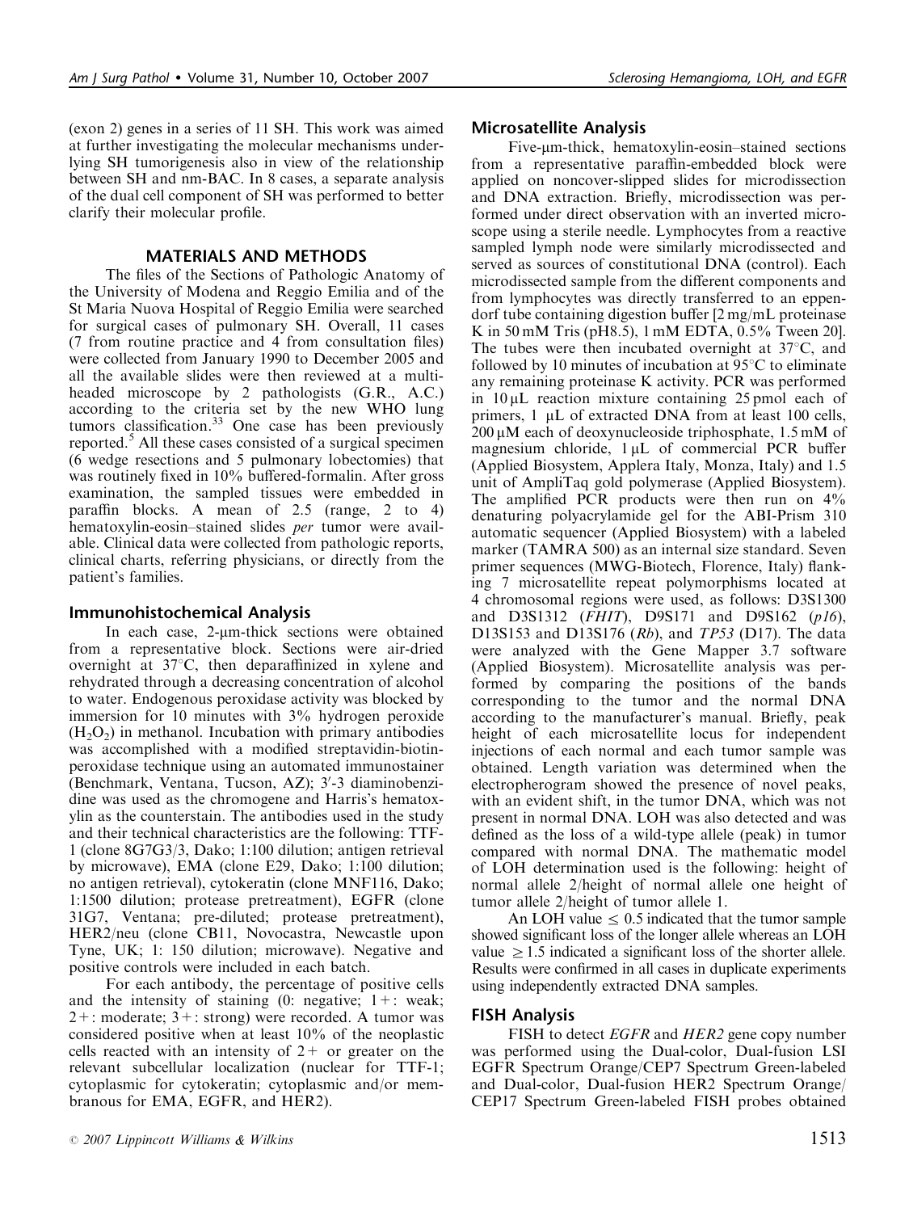(exon 2) genes in a series of 11 SH. This work was aimed at further investigating the molecular mechanisms underlying SH tumorigenesis also in view of the relationship between SH and nm-BAC. In 8 cases, a separate analysis of the dual cell component of SH was performed to better clarify their molecular profile.

## MATERIALS AND METHODS

The files of the Sections of Pathologic Anatomy of the University of Modena and Reggio Emilia and of the St Maria Nuova Hospital of Reggio Emilia were searched for surgical cases of pulmonary SH. Overall, 11 cases (7 from routine practice and 4 from consultation files) were collected from January 1990 to December 2005 and all the available slides were then reviewed at a multiheaded microscope by 2 pathologists (G.R., A.C.) according to the criteria set by the new WHO lung tumors classification.[33] One case has been previously reported.[5] All these cases consisted of a surgical specimen (6 wedge resections and 5 pulmonary lobectomies) that was routinely fixed in 10% buffered-formalin. After gross examination, the sampled tissues were embedded in paraffin blocks. A mean of 2.5 (range, 2 to 4) hematoxylin-eosin–stained slides *per* tumor were available. Clinical data were collected from pathologic reports, clinical charts, referring physicians, or directly from the patient's families.

### Immunohistochemical Analysis

In each case, 2-μm-thick sections were obtained from a representative block. Sections were air-dried overnight at 37°C, then deparaffinized in xylene and rehydrated through a decreasing concentration of alcohol to water. Endogenous peroxidase activity was blocked by immersion for 10 minutes with 3% hydrogen peroxide ($H_2O_2$) in methanol. Incubation with primary antibodies was accomplished with a modified streptavidin-biotin-peroxidase technique using an automated immunostainer (Benchmark, Ventana, Tucson, AZ); 3′-3 diaminobenzidine was used as the chromogene and Harris's hematoxylin as the counterstain. The antibodies used in the study and their technical characteristics are the following: TTF-1 (clone 8G7G3/3, Dako; 1:100 dilution; antigen retrieval by microwave), EMA (clone E29, Dako; 1:100 dilution; no antigen retrieval), cytokeratin (clone MNF116, Dako; 1:1500 dilution; protease pretreatment), EGFR (clone 31G7, Ventana; pre-diluted; protease pretreatment), HER2/neu (clone CB11, Novocastra, Newcastle upon Tyne, UK; 1: 150 dilution; microwave). Negative and positive controls were included in each batch.

For each antibody, the percentage of positive cells and the intensity of staining (0: negative; 1+: weak; 2+: moderate; 3+: strong) were recorded. A tumor was considered positive when at least 10% of the neoplastic cells reacted with an intensity of 2+ or greater on the relevant subcellular localization (nuclear for TTF-1; cytoplasmic for cytokeratin; cytoplasmic and/or membranous for EMA, EGFR, and HER2).

### Microsatellite Analysis

Five-μm-thick, hematoxylin-eosin–stained sections from a representative paraffin-embedded block were applied on noncover-slipped slides for microdissection and DNA extraction. Briefly, microdissection was performed under direct observation with an inverted microscope using a sterile needle. Lymphocytes from a reactive sampled lymph node were similarly microdissected and served as sources of constitutional DNA (control). Each microdissected sample from the different components and from lymphocytes was directly transferred to an eppendorf tube containing digestion buffer [2 mg/mL proteinase K in 50 mM Tris (pH8.5), 1 mM EDTA, 0.5% Tween 20]. The tubes were then incubated overnight at 37°C, and followed by 10 minutes of incubation at 95°C to eliminate any remaining proteinase K activity. PCR was performed in 10 μL reaction mixture containing 25 pmol each of primers, 1 μL of extracted DNA from at least 100 cells, 200 μM each of deoxynucleoside triphosphate, 1.5 mM of magnesium chloride, 1 μL of commercial PCR buffer (Applied Biosystem, Applera Italy, Monza, Italy) and 1.5 unit of AmpliTaq gold polymerase (Applied Biosystem). The amplified PCR products were then run on 4% denaturing polyacrylamide gel for the ABI-Prism 310 automatic sequencer (Applied Biosystem) with a labeled marker (TAMRA 500) as an internal size standard. Seven primer sequences (MWG-Biotech, Florence, Italy) flanking 7 microsatellite repeat polymorphisms located at 4 chromosomal regions were used, as follows: D3S1300 and D3S1312 (*FHIT*), D9S171 and D9S162 (*p16*), D13S153 and D13S176 (*Rb*), and *TP53* (D17). The data were analyzed with the Gene Mapper 3.7 software (Applied Biosystem). Microsatellite analysis was performed by comparing the positions of the bands corresponding to the tumor and the normal DNA according to the manufacturer's manual. Briefly, peak height of each microsatellite locus for independent injections of each normal and each tumor sample was obtained. Length variation was determined when the electropherogram showed the presence of novel peaks, with an evident shift, in the tumor DNA, which was not present in normal DNA. LOH was also detected and was defined as the loss of a wild-type allele (peak) in tumor compared with normal DNA. The mathematic model of LOH determination used is the following: height of normal allele 2/height of normal allele one height of tumor allele 2/height of tumor allele 1.

An LOH value $\leq 0.5$ indicated that the tumor sample showed significant loss of the longer allele whereas an LOH value $\geq 1.5$ indicated a significant loss of the shorter allele. Results were confirmed in all cases in duplicate experiments using independently extracted DNA samples.

### FISH Analysis

FISH to detect *EGFR* and *HER2* gene copy number was performed using the Dual-color, Dual-fusion LSI EGFR Spectrum Orange/CEP7 Spectrum Green-labeled and Dual-color, Dual-fusion HER2 Spectrum Orange/CEP17 Spectrum Green-labeled FISH probes obtained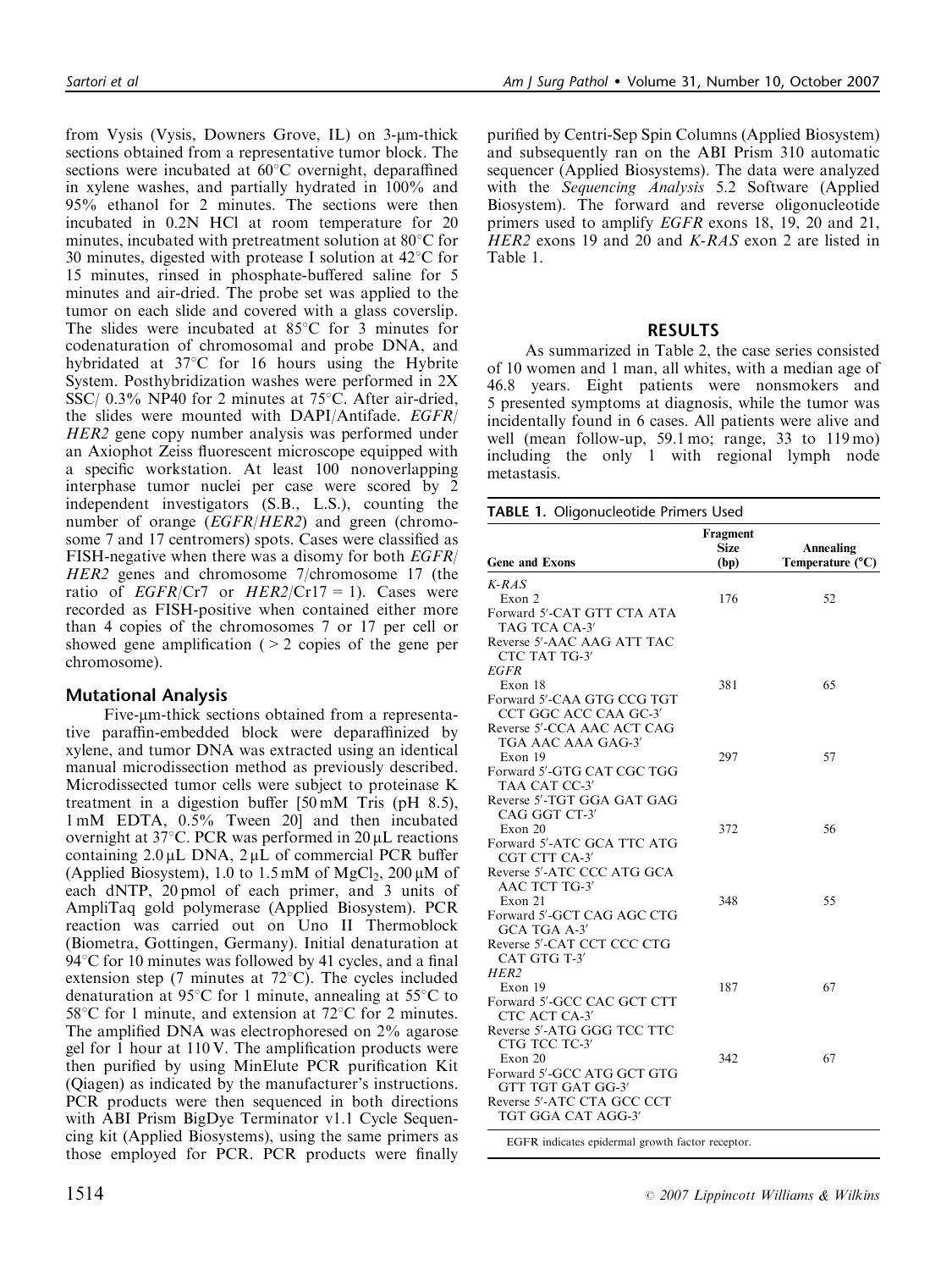from Vysis (Vysis, Downers Grove, IL) on 3-μm-thick sections obtained from a representative tumor block. The sections were incubated at 60°C overnight, deparaffined in xylene washes, and partially hydrated in 100% and 95% ethanol for 2 minutes. The sections were then incubated in 0.2N HCl at room temperature for 20 minutes, incubated with pretreatment solution at 80°C for 30 minutes, digested with protease I solution at 42°C for 15 minutes, rinsed in phosphate-buffered saline for 5 minutes and air-dried. The probe set was applied to the tumor on each slide and covered with a glass coverslip. The slides were incubated at 85°C for 3 minutes for codenaturation of chromosomal and probe DNA, and hybridated at 37°C for 16 hours using the Hybrite System. Posthybridization washes were performed in 2X SSC/ 0.3% NP40 for 2 minutes at 75°C. After air-dried, the slides were mounted with DAPI/Antifade. *EGFR*/*HER2* gene copy number analysis was performed under an Axiophot Zeiss fluorescent microscope equipped with a specific workstation. At least 100 nonoverlapping interphase tumor nuclei per case were scored by 2 independent investigators (S.B., L.S.), counting the number of orange (*EGFR*/*HER2*) and green (chromosome 7 and 17 centromers) spots. Cases were classified as FISH-negative when there was a disomy for both *EGFR*/*HER2* genes and chromosome 7/chromosome 17 (the ratio of *EGFR*/Cr7 or *HER2*/Cr17 = 1). Cases were recorded as FISH-positive when contained either more than 4 copies of the chromosomes 7 or 17 per cell or showed gene amplification ( > 2 copies of the gene per chromosome).

### Mutational Analysis

Five-μm-thick sections obtained from a representative paraffin-embedded block were deparaffinized by xylene, and tumor DNA was extracted using an identical manual microdissection method as previously described. Microdissected tumor cells were subject to proteinase K treatment in a digestion buffer [50 mM Tris (pH 8.5), 1 mM EDTA, 0.5% Tween 20] and then incubated overnight at 37°C. PCR was performed in 20 μL reactions containing 2.0 μL DNA, 2 μL of commercial PCR buffer (Applied Biosystem), 1.0 to 1.5 mM of $MgCl_2$, 200 μM of each dNTP, 20 pmol of each primer, and 3 units of AmpliTaq gold polymerase (Applied Biosystem). PCR reaction was carried out on Uno II Thermoblock (Biometra, Gottingen, Germany). Initial denaturation at 94°C for 10 minutes was followed by 41 cycles, and a final extension step (7 minutes at 72°C). The cycles included denaturation at 95°C for 1 minute, annealing at 55°C to 58°C for 1 minute, and extension at 72°C for 2 minutes. The amplified DNA was electrophoresed on 2% agarose gel for 1 hour at 110 V. The amplification products were then purified by using MinElute PCR purification Kit (Qiagen) as indicated by the manufacturer's instructions. PCR products were then sequenced in both directions with ABI Prism BigDye Terminator v1.1 Cycle Sequencing kit (Applied Biosystems), using the same primers as those employed for PCR. PCR products were finally purified by Centri-Sep Spin Columns (Applied Biosystem) and subsequently ran on the ABI Prism 310 automatic sequencer (Applied Biosystems). The data were analyzed with the *Sequencing Analysis* 5.2 Software (Applied Biosystem). The forward and reverse oligonucleotide primers used to amplify *EGFR* exons 18, 19, 20 and 21, *HER2* exons 19 and 20 and *K-RAS* exon 2 are listed in Table 1.

## RESULTS

As summarized in Table 2, the case series consisted of 10 women and 1 man, all whites, with a median age of 46.8 years. Eight patients were nonsmokers and 5 presented symptoms at diagnosis, while the tumor was incidentally found in 6 cases. All patients were alive and well (mean follow-up, 59.1 mo; range, 33 to 119 mo) including the only 1 with regional lymph node metastasis.

**TABLE 1.** Oligonucleotide Primers Used

| Gene and Exons | Fragment Size (bp) | Annealing Temperature (°C) |
|---|---|---|
| *K-RAS* | | |
| Exon 2 | 176 | 52 |
| Forward 5′-CAT GTT CTA ATA TAG TCA CA-3′ | | |
| Reverse 5′-AAC AAG ATT TAC CTC TAT TG-3′ | | |
| *EGFR* | | |
| Exon 18 | 381 | 65 |
| Forward 5′-CAA GTG CCG TGT CCT GGC ACC CAA GC-3′ | | |
| Reverse 5′-CCA AAC ACT CAG TGA AAC AAA GAG-3′ | | |
| Exon 19 | 297 | 57 |
| Forward 5′-GTG CAT CGC TGG TAA CAT CC-3′ | | |
| Reverse 5′-TGT GGA GAT GAG CAG GGT CT-3′ | | |
| Exon 20 | 372 | 56 |
| Forward 5′-ATC GCA TTC ATG CGT CTT CA-3′ | | |
| Reverse 5′-ATC CCC ATG GCA AAC TCT TG-3′ | | |
| Exon 21 | 348 | 55 |
| Forward 5′-GCT CAG AGC CTG GCA TGA A-3′ | | |
| Reverse 5′-CAT CCT CCC CTG CAT GTG T-3′ | | |
| *HER2* | | |
| Exon 19 | 187 | 67 |
| Forward 5′-GCC CAC GCT CTT CTC ACT CA-3′ | | |
| Reverse 5′-ATG GGG TCC TTC CTG TCC TC-3′ | | |
| Exon 20 | 342 | 67 |
| Forward 5′-GCC ATG GCT GTG GTT TGT GAT GG-3′ | | |
| Reverse 5′-ATC CTA GCC CCT TGT GGA CAT AGG-3′ | | |

EGFR indicates epidermal growth factor receptor.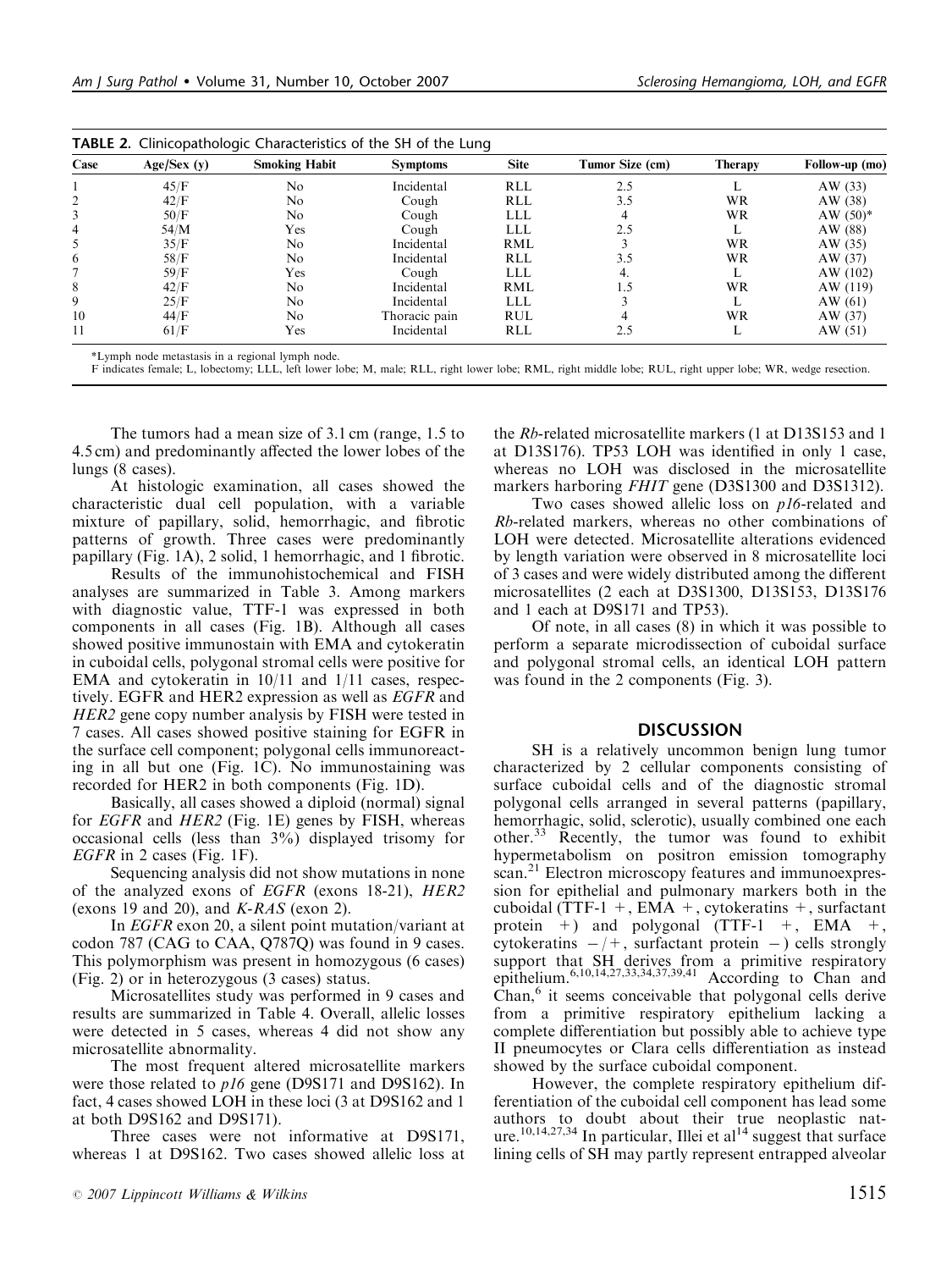**TABLE 2.** Clinicopathologic Characteristics of the SH of the Lung

| Case | Age/Sex (y) | Smoking Habit | Symptoms | Site | Tumor Size (cm) | Therapy | Follow-up (mo) |
|---|---|---|---|---|---|---|---|
| 1 | 45/F | No | Incidental | RLL | 2.5 | L | AW (33) |
| 2 | 42/F | No | Cough | RLL | 3.5 | WR | AW (38) |
| 3 | 50/F | No | Cough | LLL | 4 | WR | AW (50)* |
| 4 | 54/M | Yes | Cough | LLL | 2.5 | L | AW (88) |
| 5 | 35/F | No | Incidental | RML | 3 | WR | AW (35) |
| 6 | 58/F | No | Incidental | RLL | 3.5 | WR | AW (37) |
| 7 | 59/F | Yes | Cough | LLL | 4. | L | AW (102) |
| 8 | 42/F | No | Incidental | RML | 1.5 | WR | AW (119) |
| 9 | 25/F | No | Incidental | LLL | 3 | L | AW (61) |
| 10 | 44/F | No | Thoracic pain | RUL | 4 | WR | AW (37) |
| 11 | 61/F | Yes | Incidental | RLL | 2.5 | L | AW (51) |

*Lymph node metastasis in a regional lymph node.
F indicates female; L, lobectomy; LLL, left lower lobe; M, male; RLL, right lower lobe; RML, right middle lobe; RUL, right upper lobe; WR, wedge resection.

The tumors had a mean size of 3.1 cm (range, 1.5 to 4.5 cm) and predominantly affected the lower lobes of the lungs (8 cases).

At histologic examination, all cases showed the characteristic dual cell population, with a variable mixture of papillary, solid, hemorrhagic, and fibrotic patterns of growth. Three cases were predominantly papillary (Fig. 1A), 2 solid, 1 hemorrhagic, and 1 fibrotic.

Results of the immunohistochemical and FISH analyses are summarized in Table 3. Among markers with diagnostic value, TTF-1 was expressed in both components in all cases (Fig. 1B). Although all cases showed positive immunostain with EMA and cytokeratin in cuboidal cells, polygonal stromal cells were positive for EMA and cytokeratin in 10/11 and 1/11 cases, respectively. EGFR and HER2 expression as well as *EGFR* and *HER2* gene copy number analysis by FISH were tested in 7 cases. All cases showed positive staining for EGFR in the surface cell component; polygonal cells immunoreacting in all but one (Fig. 1C). No immunostaining was recorded for HER2 in both components (Fig. 1D).

Basically, all cases showed a diploid (normal) signal for *EGFR* and *HER2* (Fig. 1E) genes by FISH, whereas occasional cells (less than 3%) displayed trisomy for *EGFR* in 2 cases (Fig. 1F).

Sequencing analysis did not show mutations in none of the analyzed exons of *EGFR* (exons 18-21), *HER2* (exons 19 and 20), and *K-RAS* (exon 2).

In *EGFR* exon 20, a silent point mutation/variant at codon 787 (CAG to CAA, Q787Q) was found in 9 cases. This polymorphism was present in homozygous (6 cases) (Fig. 2) or in heterozygous (3 cases) status.

Microsatellites study was performed in 9 cases and results are summarized in Table 4. Overall, allelic losses were detected in 5 cases, whereas 4 did not show any microsatellite abnormality.

The most frequent altered microsatellite markers were those related to *p16* gene (D9S171 and D9S162). In fact, 4 cases showed LOH in these loci (3 at D9S162 and 1 at both D9S162 and D9S171).

Three cases were not informative at D9S171, whereas 1 at D9S162. Two cases showed allelic loss at the *Rb*-related microsatellite markers (1 at D13S153 and 1 at D13S176). TP53 LOH was identified in only 1 case, whereas no LOH was disclosed in the microsatellite markers harboring *FHIT* gene (D3S1300 and D3S1312).

Two cases showed allelic loss on *p16*-related and *Rb*-related markers, whereas no other combinations of LOH were detected. Microsatellite alterations evidenced by length variation were observed in 8 microsatellite loci of 3 cases and were widely distributed among the different microsatellites (2 each at D3S1300, D13S153, D13S176 and 1 each at D9S171 and TP53).

Of note, in all cases (8) in which it was possible to perform a separate microdissection of cuboidal surface and polygonal stromal cells, an identical LOH pattern was found in the 2 components (Fig. 3).

## DISCUSSION

SH is a relatively uncommon benign lung tumor characterized by 2 cellular components consisting of surface cuboidal cells and of the diagnostic stromal polygonal cells arranged in several patterns (papillary, hemorrhagic, solid, sclerotic), usually combined one each other.[33] Recently, the tumor was found to exhibit hypermetabolism on positron emission tomography scan.[21] Electron microscopy features and immunoexpression for epithelial and pulmonary markers both in the cuboidal (TTF-1 +, EMA +, cytokeratins +, surfactant protein +) and polygonal (TTF-1 +, EMA +, cytokeratins −/+, surfactant protein −) cells strongly support that SH derives from a primitive respiratory epithelium.[6,10,14,27,33,34,37,39,41] According to Chan and Chan,[6] it seems conceivable that polygonal cells derive from a primitive respiratory epithelium lacking a complete differentiation but possibly able to achieve type II pneumocytes or Clara cells differentiation as instead showed by the surface cuboidal component.

However, the complete respiratory epithelium differentiation of the cuboidal cell component has lead some authors to doubt about their true neoplastic nature.[10,14,27,34] In particular, Illei et al[14] suggest that surface lining cells of SH may partly represent entrapped alveolar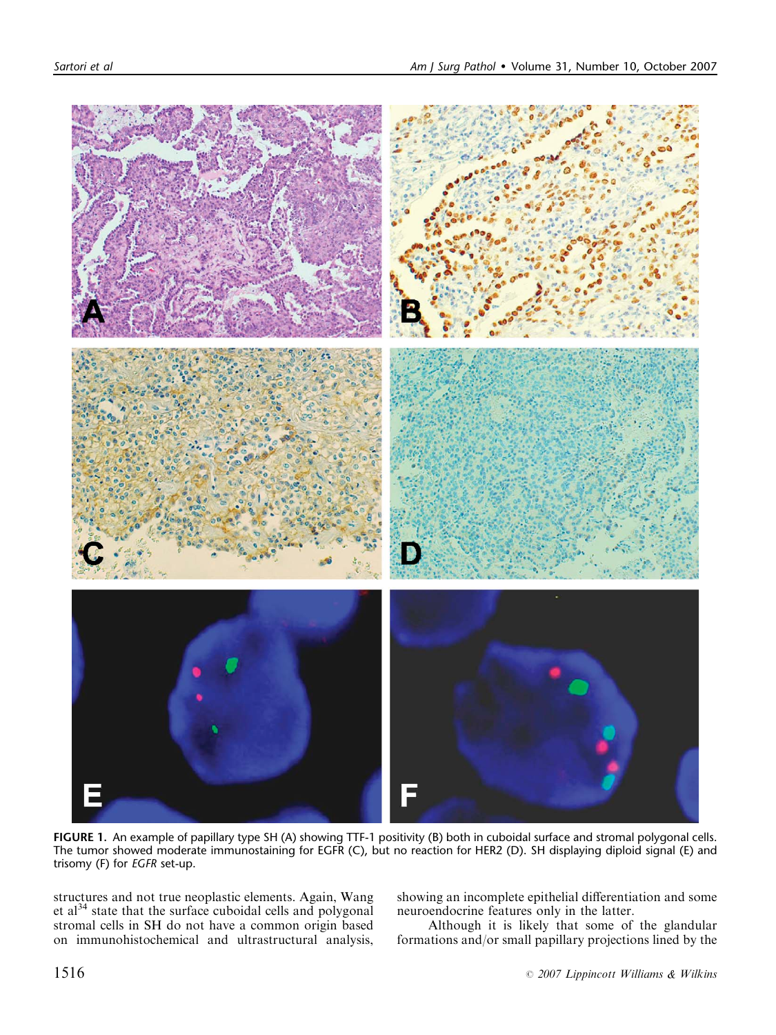**FIGURE 1.** An example of papillary type SH (A) showing TTF-1 positivity (B) both in cuboidal surface and stromal polygonal cells. The tumor showed moderate immunostaining for EGFR (C), but no reaction for HER2 (D). SH displaying diploid signal (E) and trisomy (F) for *EGFR* set-up.

structures and not true neoplastic elements. Again, Wang et al[34] state that the surface cuboidal cells and polygonal stromal cells in SH do not have a common origin based on immunohistochemical and ultrastructural analysis, showing an incomplete epithelial differentiation and some neuroendocrine features only in the latter.

Although it is likely that some of the glandular formations and/or small papillary projections lined by the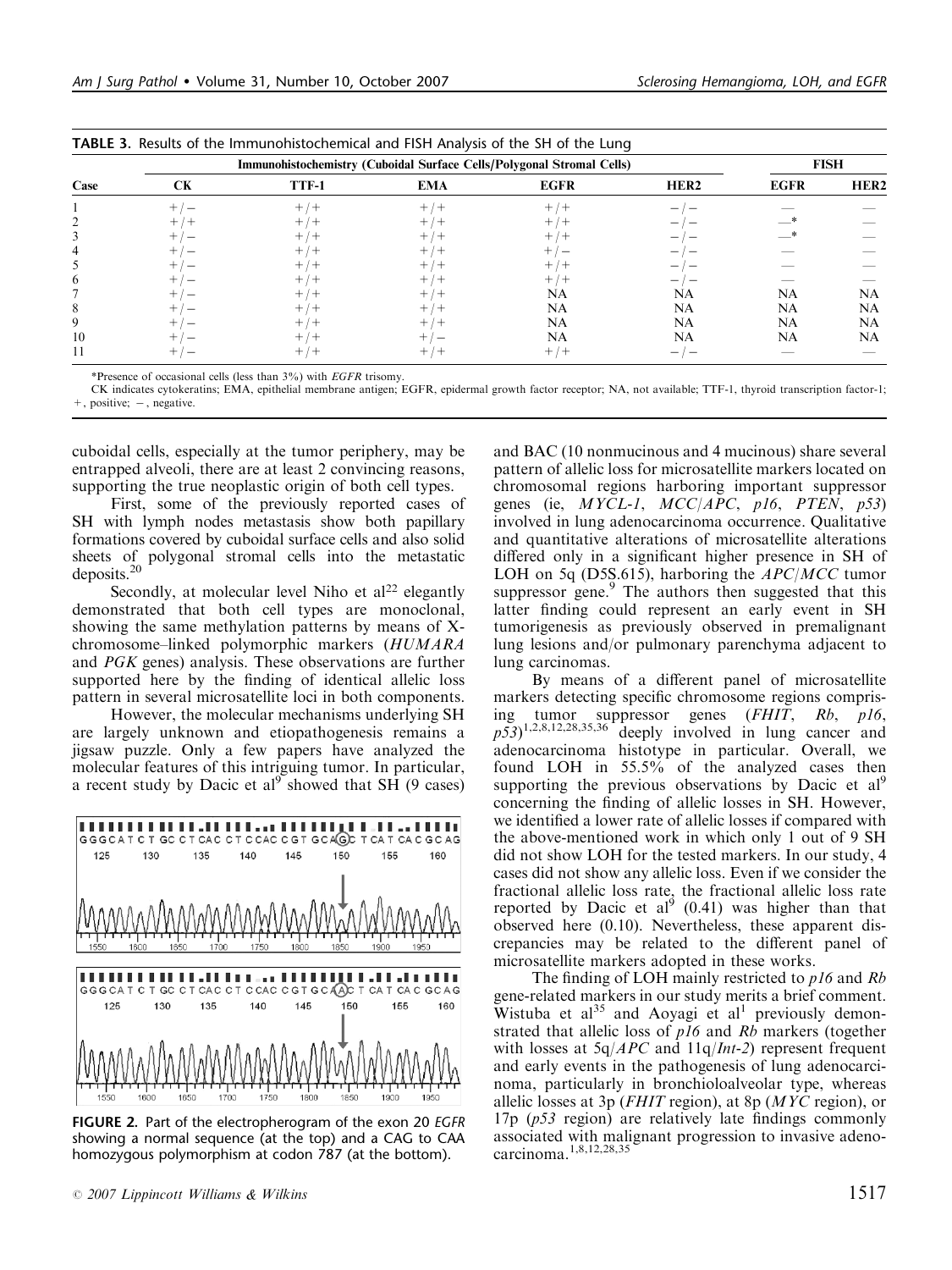**TABLE 3.** Results of the Immunohistochemical and FISH Analysis of the SH of the Lung

| Case | Immunohistochemistry (Cuboidal Surface Cells/Polygonal Stromal Cells) | | | | | FISH | |
|---|---|---|---|---|---|---|---|
| | CK | TTF-1 | EMA | EGFR | HER2 | EGFR | HER2 |
| 1 | +/− | +/+ | +/+ | +/+ | −/− | — | — |
| 2 | +/+ | +/+ | +/+ | +/+ | −/− | —* | — |
| 3 | +/− | +/+ | +/+ | +/+ | −/− | —* | — |
| 4 | +/− | +/+ | +/+ | +/− | −/− | — | — |
| 5 | +/− | +/+ | +/+ | +/+ | −/− | — | — |
| 6 | +/− | +/+ | +/+ | +/+ | −/− | — | — |
| 7 | +/− | +/+ | +/+ | NA | NA | NA | NA |
| 8 | +/− | +/+ | +/+ | NA | NA | NA | NA |
| 9 | +/− | +/+ | +/+ | NA | NA | NA | NA |
| 10 | +/− | +/+ | +/− | NA | NA | NA | NA |
| 11 | +/− | +/+ | +/+ | +/+ | −/− | — | — |

*Presence of occasional cells (less than 3%) with *EGFR* trisomy.

CK indicates cytokeratins; EMA, epithelial membrane antigen; EGFR, epidermal growth factor receptor; NA, not available; TTF-1, thyroid transcription factor-1; +, positive; −, negative.

cuboidal cells, especially at the tumor periphery, may be entrapped alveoli, there are at least 2 convincing reasons, supporting the true neoplastic origin of both cell types.

First, some of the previously reported cases of SH with lymph nodes metastasis show both papillary formations covered by cuboidal surface cells and also solid sheets of polygonal stromal cells into the metastatic deposits.[20]

Secondly, at molecular level Niho et al[22] elegantly demonstrated that both cell types are monoclonal, showing the same methylation patterns by means of X-chromosome–linked polymorphic markers (*HUMARA* and *PGK* genes) analysis. These observations are further supported here by the finding of identical allelic loss pattern in several microsatellite loci in both components.

However, the molecular mechanisms underlying SH are largely unknown and etiopathogenesis remains a jigsaw puzzle. Only a few papers have analyzed the molecular features of this intriguing tumor. In particular, a recent study by Dacic et al[9] showed that SH (9 cases) and BAC (10 nonmucinous and 4 mucinous) share several pattern of allelic loss for microsatellite markers located on chromosomal regions harboring important suppressor genes (ie, *MYCL-1*, *MCC/APC*, *p16*, *PTEN*, *p53*) involved in lung adenocarcinoma occurrence. Qualitative and quantitative alterations of microsatellite alterations differed only in a significant higher presence in SH of LOH on 5q (D5S.615), harboring the *APC/MCC* tumor suppressor gene.[9] The authors then suggested that this latter finding could represent an early event in SH tumorigenesis as previously observed in premalignant lung lesions and/or pulmonary parenchyma adjacent to lung carcinomas.

FIGURE 2. Part of the electropherogram of the exon 20 *EGFR* showing a normal sequence (at the top) and a CAG to CAA homozygous polymorphism at codon 787 (at the bottom).

By means of a different panel of microsatellite markers detecting specific chromosome regions comprising tumor suppressor genes (*FHIT*, *Rb*, *p16*, *p53*)[1,2,8,12,28,35,36] deeply involved in lung cancer and adenocarcinoma histotype in particular. Overall, we found LOH in 55.5% of the analyzed cases then supporting the previous observations by Dacic et al[9] concerning the finding of allelic losses in SH. However, we identified a lower rate of allelic losses if compared with the above-mentioned work in which only 1 out of 9 SH did not show LOH for the tested markers. In our study, 4 cases did not show any allelic loss. Even if we consider the fractional allelic loss rate, the fractional allelic loss rate reported by Dacic et al[9] (0.41) was higher than that observed here (0.10). Nevertheless, these apparent discrepancies may be related to the different panel of microsatellite markers adopted in these works.

The finding of LOH mainly restricted to *p16* and *Rb* gene-related markers in our study merits a brief comment. Wistuba et al[35] and Aoyagi et al[1] previously demonstrated that allelic loss of *p16* and *Rb* markers (together with losses at 5q/*APC* and 11q/*Int-2*) represent frequent and early events in the pathogenesis of lung adenocarcinoma, particularly in bronchioloalveolar type, whereas allelic losses at 3p (*FHIT* region), at 8p (*MYC* region), or 17p (*p53* region) are relatively late findings commonly associated with malignant progression to invasive adenocarcinoma.[1,8,12,28,35]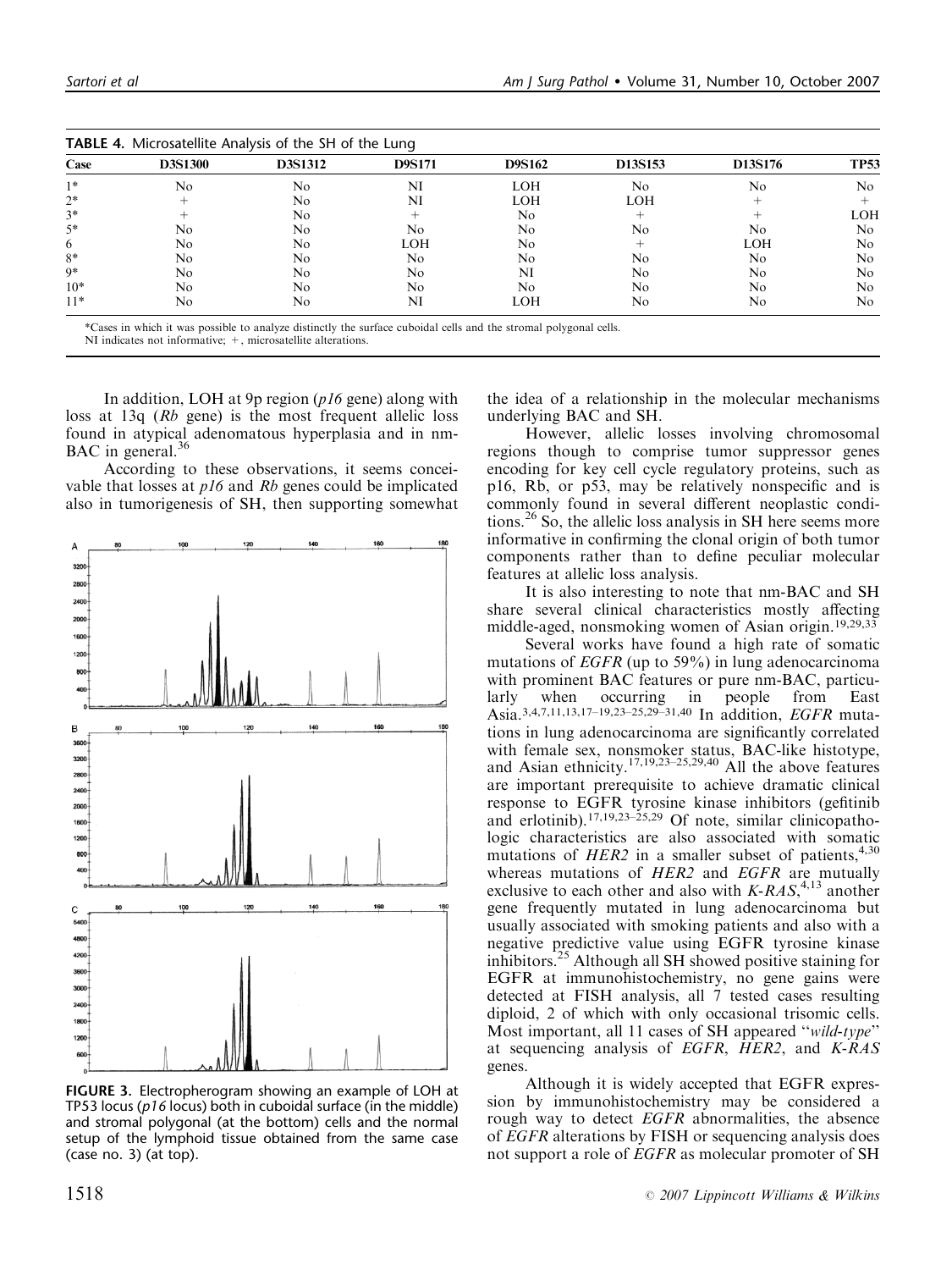**TABLE 4.** Microsatellite Analysis of the SH of the Lung

| Case | D3S1300 | D3S1312 | D9S171 | D9S162 | D13S153 | D13S176 | TP53 |
|---|---|---|---|---|---|---|---|
| 1* | No | No | NI | LOH | No | No | No |
| 2* | + | No | NI | LOH | LOH | + | + |
| 3* | + | No | + | No | + | + | LOH |
| 5* | No | No | No | No | No | No | No |
| 6 | No | No | LOH | No | + | LOH | No |
| 8* | No | No | No | No | No | No | No |
| 9* | No | No | No | NI | No | No | No |
| 10* | No | No | No | No | No | No | No |
| 11* | No | No | NI | LOH | No | No | No |

*Cases in which it was possible to analyze distinctly the surface cuboidal cells and the stromal polygonal cells.
NI indicates not informative; +, microsatellite alterations.

In addition, LOH at 9p region (*p16* gene) along with loss at 13q (*Rb* gene) is the most frequent allelic loss found in atypical adenomatous hyperplasia and in nm-BAC in general.[36]

According to these observations, it seems conceivable that losses at *p16* and *Rb* genes could be implicated also in tumorigenesis of SH, then supporting somewhat the idea of a relationship in the molecular mechanisms underlying BAC and SH.

However, allelic losses involving chromosomal regions though to comprise tumor suppressor genes encoding for key cell cycle regulatory proteins, such as p16, Rb, or p53, may be relatively nonspecific and is commonly found in several different neoplastic conditions.[26] So, the allelic loss analysis in SH here seems more informative in confirming the clonal origin of both tumor components rather than to define peculiar molecular features at allelic loss analysis.

It is also interesting to note that nm-BAC and SH share several clinical characteristics mostly affecting middle-aged, nonsmoking women of Asian origin.[19,29,33]

Several works have found a high rate of somatic mutations of *EGFR* (up to 59%) in lung adenocarcinoma with prominent BAC features or pure nm-BAC, particularly when occurring in people from East Asia.[3,4,7,11,13,17–19,23–25,29–31,40] In addition, *EGFR* mutations in lung adenocarcinoma are significantly correlated with female sex, nonsmoker status, BAC-like histotype, and Asian ethnicity.[17,19,23–25,29,40] All the above features are important prerequisite to achieve dramatic clinical response to EGFR tyrosine kinase inhibitors (gefitinib and erlotinib).[17,19,23–25,29] Of note, similar clinicopathologic characteristics are also associated with somatic mutations of *HER2* in a smaller subset of patients,[4,30] whereas mutations of *HER2* and *EGFR* are mutually exclusive to each other and also with *K-RAS*,[4,13] another gene frequently mutated in lung adenocarcinoma but usually associated with smoking patients and also with a negative predictive value using EGFR tyrosine kinase inhibitors.[25] Although all SH showed positive staining for EGFR at immunohistochemistry, no gene gains were detected at FISH analysis, all 7 tested cases resulting diploid, 2 of which with only occasional trisomic cells. Most important, all 11 cases of SH appeared "*wild-type*" at sequencing analysis of *EGFR*, *HER2*, and *K-RAS* genes.

Although it is widely accepted that EGFR expression by immunohistochemistry may be considered a rough way to detect *EGFR* abnormalities, the absence of *EGFR* alterations by FISH or sequencing analysis does not support a role of *EGFR* as molecular promoter of SH

**FIGURE 3.** Electropherogram showing an example of LOH at TP53 locus (*p16* locus) both in cuboidal surface (in the middle) and stromal polygonal (at the bottom) cells and the normal setup of the lymphoid tissue obtained from the same case (case no. 3) (at top).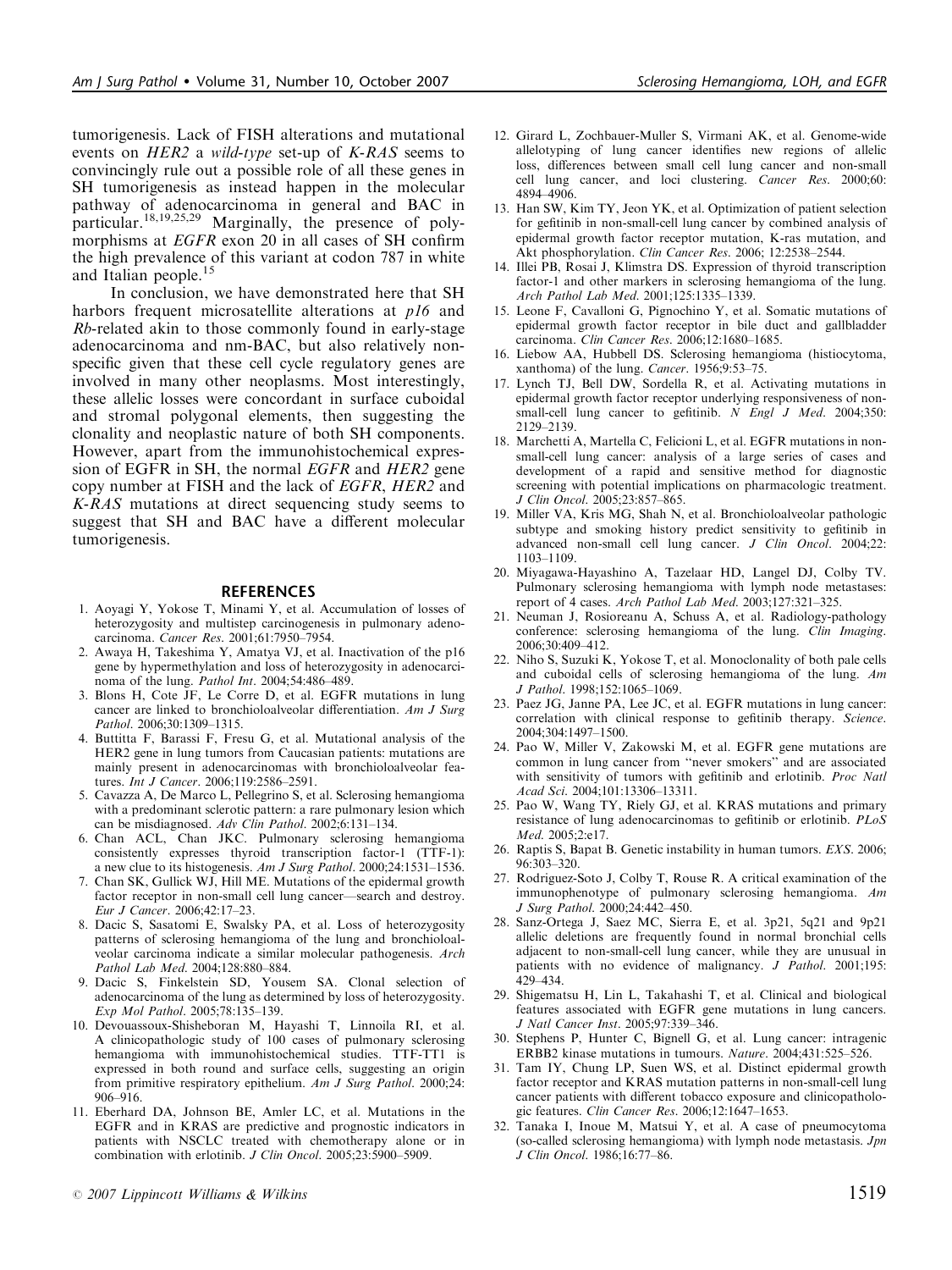tumorigenesis. Lack of FISH alterations and mutational events on *HER2* a *wild-type* set-up of *K-RAS* seems to convincingly rule out a possible role of all these genes in SH tumorigenesis as instead happen in the molecular pathway of adenocarcinoma in general and BAC in particular.[18,19,25,29] Marginally, the presence of polymorphisms at *EGFR* exon 20 in all cases of SH confirm the high prevalence of this variant at codon 787 in white and Italian people.[15]

In conclusion, we have demonstrated here that SH harbors frequent microsatellite alterations at *p16* and *Rb*-related akin to those commonly found in early-stage adenocarcinoma and nm-BAC, but also relatively nonspecific given that these cell cycle regulatory genes are involved in many other neoplasms. Most interestingly, these allelic losses were concordant in surface cuboidal and stromal polygonal elements, then suggesting the clonality and neoplastic nature of both SH components. However, apart from the immunohistochemical expression of EGFR in SH, the normal *EGFR* and *HER2* gene copy number at FISH and the lack of *EGFR*, *HER2* and *K-RAS* mutations at direct sequencing study seems to suggest that SH and BAC have a different molecular tumorigenesis.

## REFERENCES

1. Aoyagi Y, Yokose T, Minami Y, et al. Accumulation of losses of heterozygosity and multistep carcinogenesis in pulmonary adenocarcinoma. *Cancer Res*. 2001;61:7950–7954.
2. Awaya H, Takeshima Y, Amatya VJ, et al. Inactivation of the p16 gene by hypermethylation and loss of heterozygosity in adenocarcinoma of the lung. *Pathol Int*. 2004;54:486–489.
3. Blons H, Cote JF, Le Corre D, et al. EGFR mutations in lung cancer are linked to bronchioloalveolar differentiation. *Am J Surg Pathol*. 2006;30:1309–1315.
4. Buttitta F, Barassi F, Fresu G, et al. Mutational analysis of the HER2 gene in lung tumors from Caucasian patients: mutations are mainly present in adenocarcinomas with bronchioloalveolar features. *Int J Cancer*. 2006;119:2586–2591.
5. Cavazza A, De Marco L, Pellegrino S, et al. Sclerosing hemangioma with a predominant sclerotic pattern: a rare pulmonary lesion which can be misdiagnosed. *Adv Clin Pathol*. 2002;6:131–134.
6. Chan ACL, Chan JKC. Pulmonary sclerosing hemangioma consistently expresses thyroid transcription factor-1 (TTF-1): a new clue to its histogenesis. *Am J Surg Pathol*. 2000;24:1531–1536.
7. Chan SK, Gullick WJ, Hill ME. Mutations of the epidermal growth factor receptor in non-small cell lung cancer—search and destroy. *Eur J Cancer*. 2006;42:17–23.
8. Dacic S, Sasatomi E, Swalsky PA, et al. Loss of heterozygosity patterns of sclerosing hemangioma of the lung and bronchioloalveolar carcinoma indicate a similar molecular pathogenesis. *Arch Pathol Lab Med*. 2004;128:880–884.
9. Dacic S, Finkelstein SD, Yousem SA. Clonal selection of adenocarcinoma of the lung as determined by loss of heterozygosity. *Exp Mol Pathol*. 2005;78:135–139.
10. Devouassoux-Shisheboran M, Hayashi T, Linnoila RI, et al. A clinicopathologic study of 100 cases of pulmonary sclerosing hemangioma with immunohistochemical studies. TTF-TT1 is expressed in both round and surface cells, suggesting an origin from primitive respiratory epithelium. *Am J Surg Pathol*. 2000;24: 906–916.
11. Eberhard DA, Johnson BE, Amler LC, et al. Mutations in the EGFR and in KRAS are predictive and prognostic indicators in patients with NSCLC treated with chemotherapy alone or in combination with erlotinib. *J Clin Oncol*. 2005;23:5900–5909.
12. Girard L, Zochbauer-Muller S, Virmani AK, et al. Genome-wide allelotyping of lung cancer identifies new regions of allelic loss, differences between small cell lung cancer and non-small cell lung cancer, and loci clustering. *Cancer Res*. 2000;60: 4894–4906.
13. Han SW, Kim TY, Jeon YK, et al. Optimization of patient selection for gefitinib in non-small-cell lung cancer by combined analysis of epidermal growth factor receptor mutation, K-ras mutation, and Akt phosphorylation. *Clin Cancer Res*. 2006; 12:2538–2544.
14. Illei PB, Rosai J, Klimstra DS. Expression of thyroid transcription factor-1 and other markers in sclerosing hemangioma of the lung. *Arch Pathol Lab Med*. 2001;125:1335–1339.
15. Leone F, Cavalloni G, Pignochino Y, et al. Somatic mutations of epidermal growth factor receptor in bile duct and gallbladder carcinoma. *Clin Cancer Res*. 2006;12:1680–1685.
16. Liebow AA, Hubbell DS. Sclerosing hemangioma (histiocytoma, xanthoma) of the lung. *Cancer*. 1956;9:53–75.
17. Lynch TJ, Bell DW, Sordella R, et al. Activating mutations in epidermal growth factor receptor underlying responsiveness of non-small-cell lung cancer to gefitinib. *N Engl J Med*. 2004;350: 2129–2139.
18. Marchetti A, Martella C, Felicioni L, et al. EGFR mutations in non-small-cell lung cancer: analysis of a large series of cases and development of a rapid and sensitive method for diagnostic screening with potential implications on pharmacologic treatment. *J Clin Oncol*. 2005;23:857–865.
19. Miller VA, Kris MG, Shah N, et al. Bronchioloalveolar pathologic subtype and smoking history predict sensitivity to gefitinib in advanced non-small cell lung cancer. *J Clin Oncol*. 2004;22: 1103–1109.
20. Miyagawa-Hayashino A, Tazelaar HD, Langel DJ, Colby TV. Pulmonary sclerosing hemangioma with lymph node metastases: report of 4 cases. *Arch Pathol Lab Med*. 2003;127:321–325.
21. Neuman J, Rosioreanu A, Schuss A, et al. Radiology-pathology conference: sclerosing hemangioma of the lung. *Clin Imaging*. 2006;30:409–412.
22. Niho S, Suzuki K, Yokose T, et al. Monoclonality of both pale cells and cuboidal cells of sclerosing hemangioma of the lung. *Am J Pathol*. 1998;152:1065–1069.
23. Paez JG, Janne PA, Lee JC, et al. EGFR mutations in lung cancer: correlation with clinical response to gefitinib therapy. *Science*. 2004;304:1497–1500.
24. Pao W, Miller V, Zakowski M, et al. EGFR gene mutations are common in lung cancer from "never smokers" and are associated with sensitivity of tumors with gefitinib and erlotinib. *Proc Natl Acad Sci*. 2004;101:13306–13311.
25. Pao W, Wang TY, Riely GJ, et al. KRAS mutations and primary resistance of lung adenocarcinomas to gefitinib or erlotinib. *PLoS Med*. 2005;2:e17.
26. Raptis S, Bapat B. Genetic instability in human tumors. *EXS*. 2006; 96:303–320.
27. Rodriguez-Soto J, Colby T, Rouse R. A critical examination of the immunophenotype of pulmonary sclerosing hemangioma. *Am J Surg Pathol*. 2000;24:442–450.
28. Sanz-Ortega J, Saez MC, Sierra E, et al. 3p21, 5q21 and 9p21 allelic deletions are frequently found in normal bronchial cells adjacent to non-small-cell lung cancer, while they are unusual in patients with no evidence of malignancy. *J Pathol*. 2001;195: 429–434.
29. Shigematsu H, Lin L, Takahashi T, et al. Clinical and biological features associated with EGFR gene mutations in lung cancers. *J Natl Cancer Inst*. 2005;97:339–346.
30. Stephens P, Hunter C, Bignell G, et al. Lung cancer: intragenic ERBB2 kinase mutations in tumours. *Nature*. 2004;431:525–526.
31. Tam IY, Chung LP, Suen WS, et al. Distinct epidermal growth factor receptor and KRAS mutation patterns in non-small-cell lung cancer patients with different tobacco exposure and clinicopathologic features. *Clin Cancer Res*. 2006;12:1647–1653.
32. Tanaka I, Inoue M, Matsui Y, et al. A case of pneumocytoma (so-called sclerosing hemangioma) with lymph node metastasis. *Jpn J Clin Oncol*. 1986;16:77–86.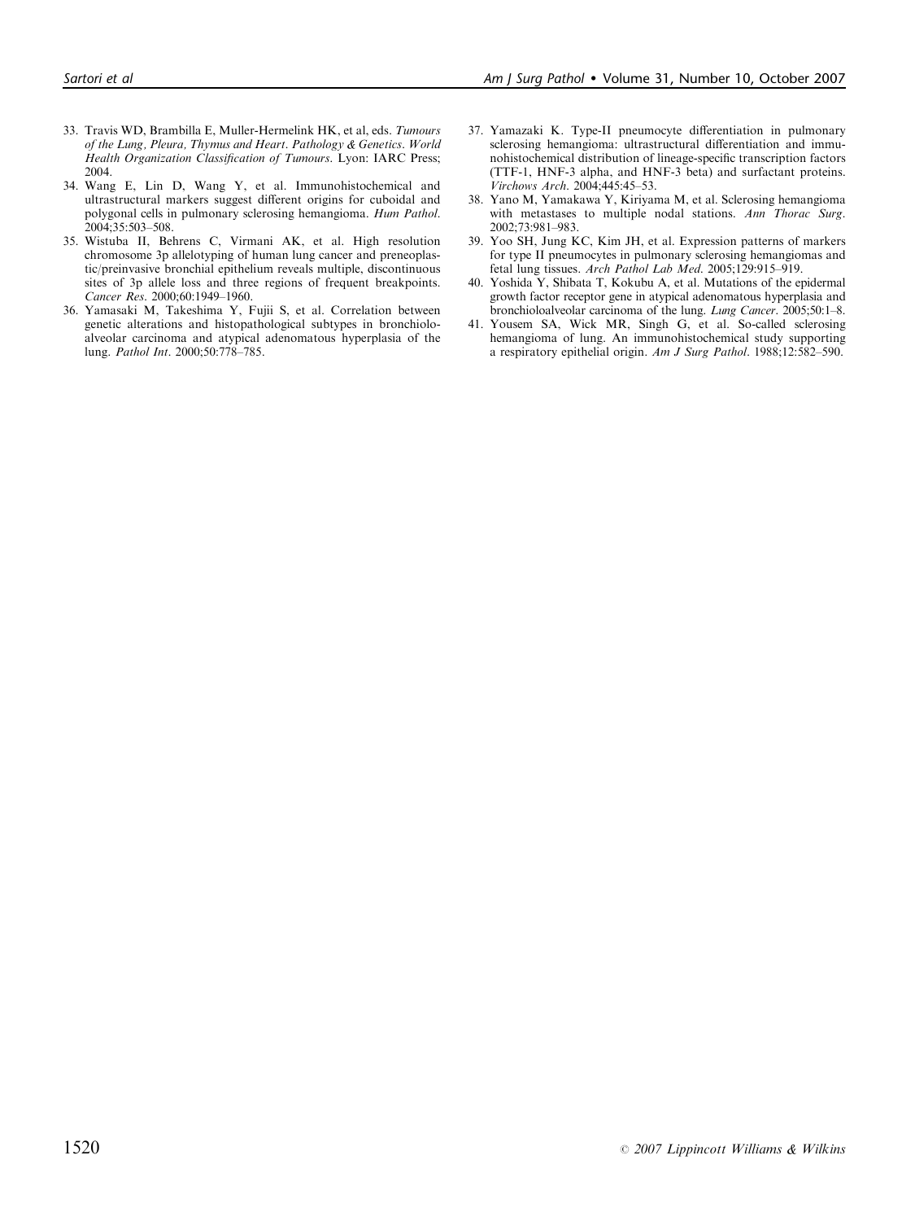33. Travis WD, Brambilla E, Muller-Hermelink HK, et al, eds. *Tumours of the Lung, Pleura, Thymus and Heart. Pathology & Genetics. World Health Organization Classification of Tumours*. Lyon: IARC Press; 2004.
34. Wang E, Lin D, Wang Y, et al. Immunohistochemical and ultrastructural markers suggest different origins for cuboidal and polygonal cells in pulmonary sclerosing hemangioma. *Hum Pathol*. 2004;35:503–508.
35. Wistuba II, Behrens C, Virmani AK, et al. High resolution chromosome 3p allelotyping of human lung cancer and preneoplastic/preinvasive bronchial epithelium reveals multiple, discontinuous sites of 3p allele loss and three regions of frequent breakpoints. *Cancer Res*. 2000;60:1949–1960.
36. Yamasaki M, Takeshima Y, Fujii S, et al. Correlation between genetic alterations and histopathological subtypes in bronchiolo-alveolar carcinoma and atypical adenomatous hyperplasia of the lung. *Pathol Int*. 2000;50:778–785.
37. Yamazaki K. Type-II pneumocyte differentiation in pulmonary sclerosing hemangioma: ultrastructural differentiation and immunohistochemical distribution of lineage-specific transcription factors (TTF-1, HNF-3 alpha, and HNF-3 beta) and surfactant proteins. *Virchows Arch*. 2004;445:45–53.
38. Yano M, Yamakawa Y, Kiriyama M, et al. Sclerosing hemangioma with metastases to multiple nodal stations. *Ann Thorac Surg*. 2002;73:981–983.
39. Yoo SH, Jung KC, Kim JH, et al. Expression patterns of markers for type II pneumocytes in pulmonary sclerosing hemangiomas and fetal lung tissues. *Arch Pathol Lab Med*. 2005;129:915–919.
40. Yoshida Y, Shibata T, Kokubu A, et al. Mutations of the epidermal growth factor receptor gene in atypical adenomatous hyperplasia and bronchioloalveolar carcinoma of the lung. *Lung Cancer*. 2005;50:1–8.
41. Yousem SA, Wick MR, Singh G, et al. So-called sclerosing hemangioma of lung. An immunohistochemical study supporting a respiratory epithelial origin. *Am J Surg Pathol*. 1988;12:582–590.